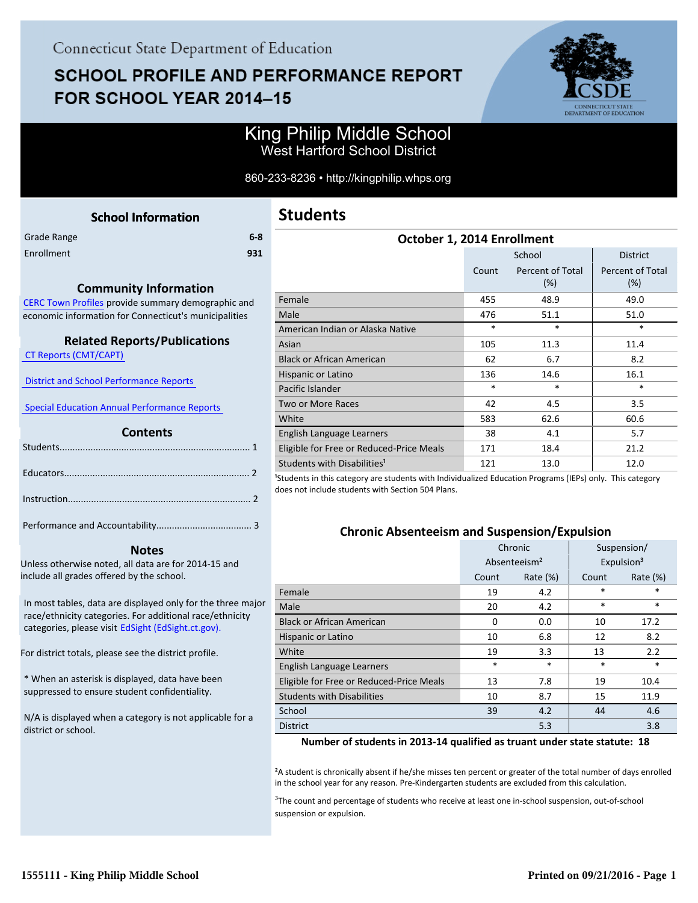Connecticut State Department of Education

# SCHOOL PROFILE AND PERFORMANCE REPORT FOR SCHOOL YEAR 2014–15

## King Philip Middle School
West Hartford School District

860-233-8236 • http://kingphilip.whps.org

### School Information

| | |
|---|---|
| Grade Range | 6-8 |
| Enrollment | 931 |

### Community Information

CERC Town Profiles provide summary demographic and economic information for Connecticut's municipalities

### Related Reports/Publications

CT Reports (CMT/CAPT)

District and School Performance Reports

Special Education Annual Performance Reports

### Contents

Students........................................................................ 1

Educators...................................................................... 2

Instruction..................................................................... 2

Performance and Accountability.................................... 3

### Notes

Unless otherwise noted, all data are for 2014-15 and include all grades offered by the school.

In most tables, data are displayed only for the three major race/ethnicity categories. For additional race/ethnicity categories, please visit EdSight (EdSight.ct.gov).

For district totals, please see the district profile.

* When an asterisk is displayed, data have been suppressed to ensure student confidentiality.

N/A is displayed when a category is not applicable for a district or school.

## Students

### October 1, 2014 Enrollment

| | School | | District |
|---|---|---|---|
| | Count | Percent of Total (%) | Percent of Total (%) |
| Female | 455 | 48.9 | 49.0 |
| Male | 476 | 51.1 | 51.0 |
| American Indian or Alaska Native | * | * | * |
| Asian | 105 | 11.3 | 11.4 |
| Black or African American | 62 | 6.7 | 8.2 |
| Hispanic or Latino | 136 | 14.6 | 16.1 |
| Pacific Islander | * | * | * |
| Two or More Races | 42 | 4.5 | 3.5 |
| White | 583 | 62.6 | 60.6 |
| English Language Learners | 38 | 4.1 | 5.7 |
| Eligible for Free or Reduced-Price Meals | 171 | 18.4 | 21.2 |
| Students with Disabilities[1] | 121 | 13.0 | 12.0 |

[1]Students in this category are students with Individualized Education Programs (IEPs) only. This category does not include students with Section 504 Plans.

### Chronic Absenteeism and Suspension/Expulsion

| | Chronic Absenteeism[2] | | Suspension/ Expulsion[3] | |
|---|---|---|---|---|
| | Count | Rate (%) | Count | Rate (%) |
| Female | 19 | 4.2 | * | * |
| Male | 20 | 4.2 | * | * |
| Black or African American | 0 | 0.0 | 10 | 17.2 |
| Hispanic or Latino | 10 | 6.8 | 12 | 8.2 |
| White | 19 | 3.3 | 13 | 2.2 |
| English Language Learners | * | * | * | * |
| Eligible for Free or Reduced-Price Meals | 13 | 7.8 | 19 | 10.4 |
| Students with Disabilities | 10 | 8.7 | 15 | 11.9 |
| School | 39 | 4.2 | 44 | 4.6 |
| District | | 5.3 | | 3.8 |

**Number of students in 2013-14 qualified as truant under state statute: 18**

[2]A student is chronically absent if he/she misses ten percent or greater of the total number of days enrolled in the school year for any reason. Pre-Kindergarten students are excluded from this calculation.

[3]The count and percentage of students who receive at least one in-school suspension, out-of-school suspension or expulsion.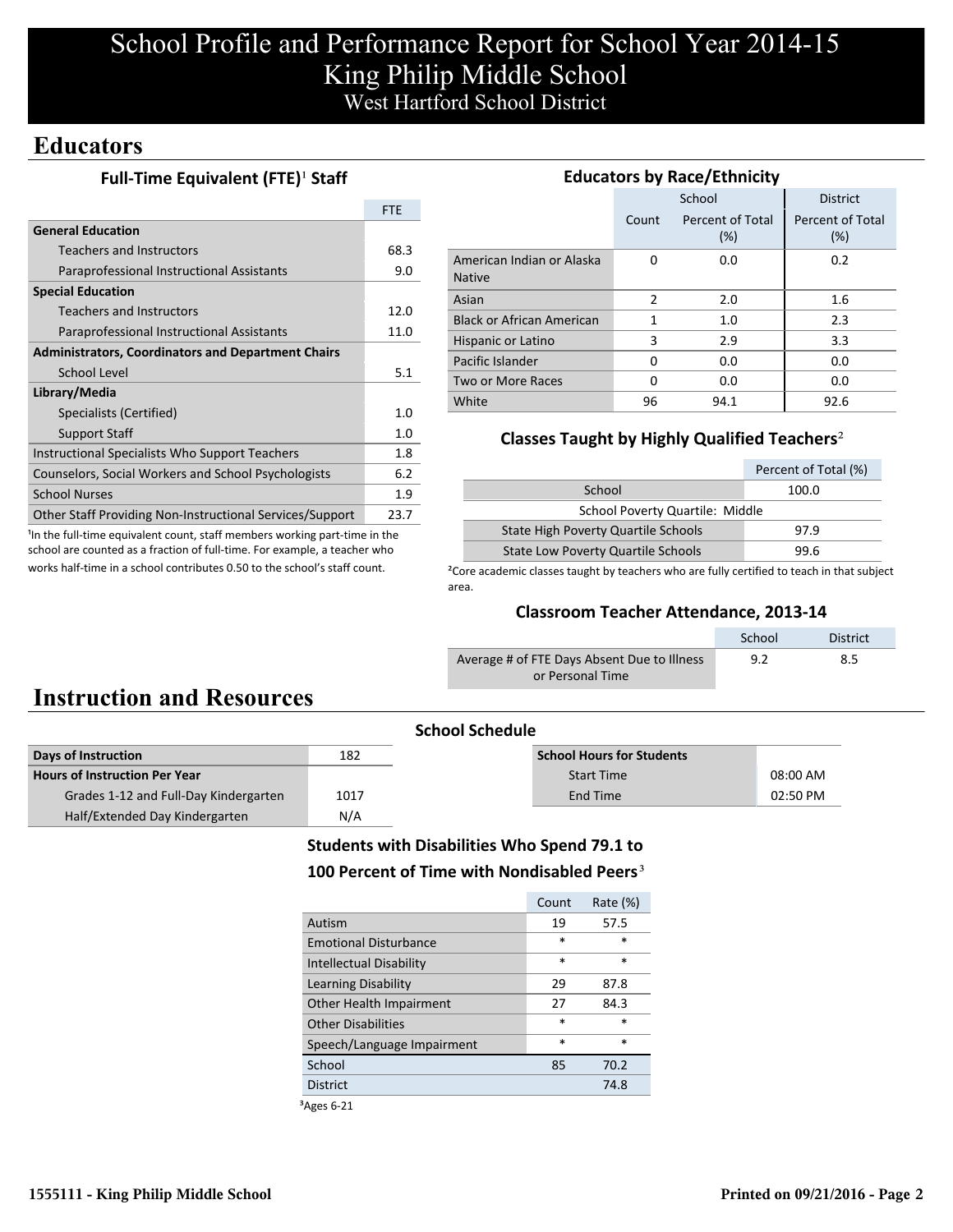# School Profile and Performance Report for School Year 2014-15
# King Philip Middle School
## West Hartford School District

## Educators

### Full-Time Equivalent (FTE)[1] Staff

| | FTE |
|---|---|
| **General Education** | |
| Teachers and Instructors | 68.3 |
| Paraprofessional Instructional Assistants | 9.0 |
| **Special Education** | |
| Teachers and Instructors | 12.0 |
| Paraprofessional Instructional Assistants | 11.0 |
| **Administrators, Coordinators and Department Chairs** | |
| School Level | 5.1 |
| **Library/Media** | |
| Specialists (Certified) | 1.0 |
| Support Staff | 1.0 |
| Instructional Specialists Who Support Teachers | 1.8 |
| Counselors, Social Workers and School Psychologists | 6.2 |
| School Nurses | 1.9 |
| Other Staff Providing Non-Instructional Services/Support | 23.7 |

[1]In the full-time equivalent count, staff members working part-time in the school are counted as a fraction of full-time. For example, a teacher who works half-time in a school contributes 0.50 to the school's staff count.

### Educators by Race/Ethnicity

| | School | | District |
|---|---|---|---|
| | Count | Percent of Total (%) | Percent of Total (%) |
| American Indian or Alaska Native | 0 | 0.0 | 0.2 |
| Asian | 2 | 2.0 | 1.6 |
| Black or African American | 1 | 1.0 | 2.3 |
| Hispanic or Latino | 3 | 2.9 | 3.3 |
| Pacific Islander | 0 | 0.0 | 0.0 |
| Two or More Races | 0 | 0.0 | 0.0 |
| White | 96 | 94.1 | 92.6 |

### Classes Taught by Highly Qualified Teachers[2]

| | Percent of Total (%) |
|---|---|
| School | 100.0 |
| School Poverty Quartile: Middle | |
| State High Poverty Quartile Schools | 97.9 |
| State Low Poverty Quartile Schools | 99.6 |

[2]Core academic classes taught by teachers who are fully certified to teach in that subject area.

### Classroom Teacher Attendance, 2013-14

| | School | District |
|---|---|---|
| Average # of FTE Days Absent Due to Illness or Personal Time | 9.2 | 8.5 |

## Instruction and Resources

### School Schedule

| | |
|---|---|
| **Days of Instruction** | 182 |
| **Hours of Instruction Per Year** | |
| Grades 1-12 and Full-Day Kindergarten | 1017 |
| Half/Extended Day Kindergarten | N/A |

| **School Hours for Students** | |
|---|---|
| Start Time | 08:00 AM |
| End Time | 02:50 PM |

### Students with Disabilities Who Spend 79.1 to 100 Percent of Time with Nondisabled Peers[3]

| | Count | Rate (%) |
|---|---|---|
| Autism | 19 | 57.5 |
| Emotional Disturbance | * | * |
| Intellectual Disability | * | * |
| Learning Disability | 29 | 87.8 |
| Other Health Impairment | 27 | 84.3 |
| Other Disabilities | * | * |
| Speech/Language Impairment | * | * |
| School | 85 | 70.2 |
| District | | 74.8 |

[3]Ages 6-21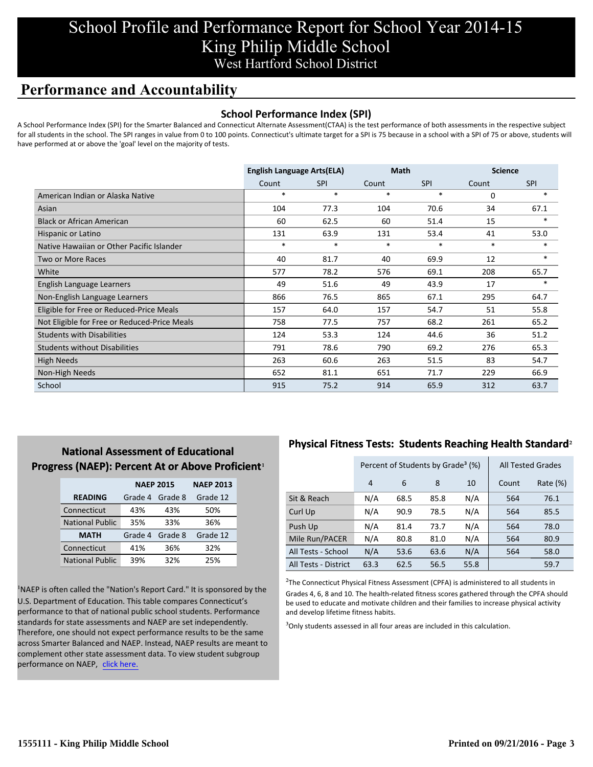# School Profile and Performance Report for School Year 2014-15
# King Philip Middle School
## West Hartford School District

## Performance and Accountability

### School Performance Index (SPI)

A School Performance Index (SPI) for the Smarter Balanced and Connecticut Alternate Assessment(CTAA) is the test performance of both assessments in the respective subject for all students in the school. The SPI ranges in value from 0 to 100 points. Connecticut's ultimate target for a SPI is 75 because in a school with a SPI of 75 or above, students will have performed at or above the 'goal' level on the majority of tests.

| | English Language Arts(ELA) | | Math | | Science | |
|---|---|---|---|---|---|---|
| | Count | SPI | Count | SPI | Count | SPI |
| American Indian or Alaska Native | * | * | * | * | 0 | * |
| Asian | 104 | 77.3 | 104 | 70.6 | 34 | 67.1 |
| Black or African American | 60 | 62.5 | 60 | 51.4 | 15 | * |
| Hispanic or Latino | 131 | 63.9 | 131 | 53.4 | 41 | 53.0 |
| Native Hawaiian or Other Pacific Islander | * | * | * | * | * | * |
| Two or More Races | 40 | 81.7 | 40 | 69.9 | 12 | * |
| White | 577 | 78.2 | 576 | 69.1 | 208 | 65.7 |
| English Language Learners | 49 | 51.6 | 49 | 43.9 | 17 | * |
| Non-English Language Learners | 866 | 76.5 | 865 | 67.1 | 295 | 64.7 |
| Eligible for Free or Reduced-Price Meals | 157 | 64.0 | 157 | 54.7 | 51 | 55.8 |
| Not Eligible for Free or Reduced-Price Meals | 758 | 77.5 | 757 | 68.2 | 261 | 65.2 |
| Students with Disabilities | 124 | 53.3 | 124 | 44.6 | 36 | 51.2 |
| Students without Disabilities | 791 | 78.6 | 790 | 69.2 | 276 | 65.3 |
| High Needs | 263 | 60.6 | 263 | 51.5 | 83 | 54.7 |
| Non-High Needs | 652 | 81.1 | 651 | 71.7 | 229 | 66.9 |
| School | 915 | 75.2 | 914 | 65.9 | 312 | 63.7 |

### National Assessment of Educational Progress (NAEP): Percent At or Above Proficient[1]

| | NAEP 2015 | | NAEP 2013 |
|---|---|---|---|
| **READING** | Grade 4 | Grade 8 | Grade 12 |
| Connecticut | 43% | 43% | 50% |
| National Public | 35% | 33% | 36% |
| **MATH** | Grade 4 | Grade 8 | Grade 12 |
| Connecticut | 41% | 36% | 32% |
| National Public | 39% | 32% | 25% |

[1]NAEP is often called the "Nation's Report Card." It is sponsored by the U.S. Department of Education. This table compares Connecticut's performance to that of national public school students. Performance standards for state assessments and NAEP are set independently. Therefore, one should not expect performance results to be the same across Smarter Balanced and NAEP. Instead, NAEP results are meant to complement other state assessment data. To view student subgroup performance on NAEP, click here.

### Physical Fitness Tests: Students Reaching Health Standard[2]

| | Percent of Students by Grade[3] (%) | | | | All Tested Grades | |
|---|---|---|---|---|---|---|
| | 4 | 6 | 8 | 10 | Count | Rate (%) |
| Sit & Reach | N/A | 68.5 | 85.8 | N/A | 564 | 76.1 |
| Curl Up | N/A | 90.9 | 78.5 | N/A | 564 | 85.5 |
| Push Up | N/A | 81.4 | 73.7 | N/A | 564 | 78.0 |
| Mile Run/PACER | N/A | 80.8 | 81.0 | N/A | 564 | 80.9 |
| All Tests - School | N/A | 53.6 | 63.6 | N/A | 564 | 58.0 |
| All Tests - District | 63.3 | 62.5 | 56.5 | 55.8 | | 59.7 |

[2]The Connecticut Physical Fitness Assessment (CPFA) is administered to all students in Grades 4, 6, 8 and 10. The health-related fitness scores gathered through the CPFA should be used to educate and motivate children and their families to increase physical activity and develop lifetime fitness habits.

[3]Only students assessed in all four areas are included in this calculation.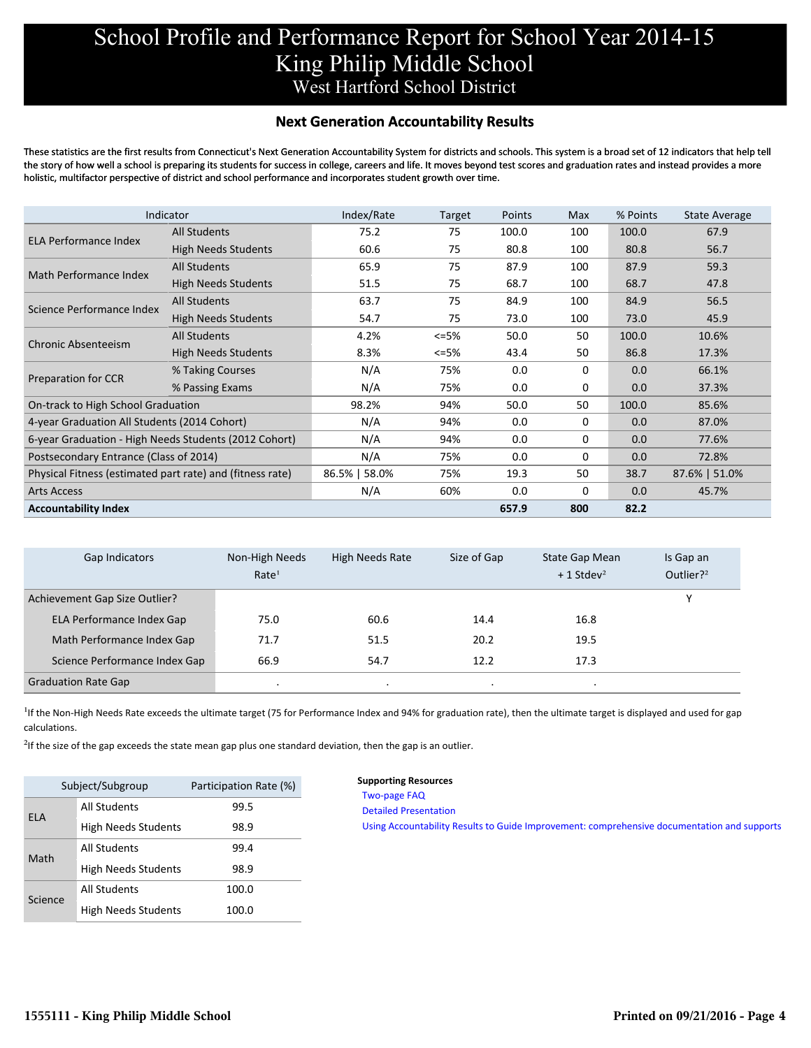# School Profile and Performance Report for School Year 2014-15
# King Philip Middle School
## West Hartford School District

### Next Generation Accountability Results

These statistics are the first results from Connecticut's Next Generation Accountability System for districts and schools. This system is a broad set of 12 indicators that help tell the story of how well a school is preparing its students for success in college, careers and life. It moves beyond test scores and graduation rates and instead provides a more holistic, multifactor perspective of district and school performance and incorporates student growth over time.

| Indicator | | Index/Rate | Target | Points | Max | % Points | State Average |
|---|---|---|---|---|---|---|---|
| ELA Performance Index | All Students | 75.2 | 75 | 100.0 | 100 | 100.0 | 67.9 |
| | High Needs Students | 60.6 | 75 | 80.8 | 100 | 80.8 | 56.7 |
| Math Performance Index | All Students | 65.9 | 75 | 87.9 | 100 | 87.9 | 59.3 |
| | High Needs Students | 51.5 | 75 | 68.7 | 100 | 68.7 | 47.8 |
| Science Performance Index | All Students | 63.7 | 75 | 84.9 | 100 | 84.9 | 56.5 |
| | High Needs Students | 54.7 | 75 | 73.0 | 100 | 73.0 | 45.9 |
| Chronic Absenteeism | All Students | 4.2% | <=5% | 50.0 | 50 | 100.0 | 10.6% |
| | High Needs Students | 8.3% | <=5% | 43.4 | 50 | 86.8 | 17.3% |
| Preparation for CCR | % Taking Courses | N/A | 75% | 0.0 | 0 | 0.0 | 66.1% |
| | % Passing Exams | N/A | 75% | 0.0 | 0 | 0.0 | 37.3% |
| On-track to High School Graduation | | 98.2% | 94% | 50.0 | 50 | 100.0 | 85.6% |
| 4-year Graduation All Students (2014 Cohort) | | N/A | 94% | 0.0 | 0 | 0.0 | 87.0% |
| 6-year Graduation - High Needs Students (2012 Cohort) | | N/A | 94% | 0.0 | 0 | 0.0 | 77.6% |
| Postsecondary Entrance (Class of 2014) | | N/A | 75% | 0.0 | 0 | 0.0 | 72.8% |
| Physical Fitness (estimated part rate) and (fitness rate) | | 86.5% \| 58.0% | 75% | 19.3 | 50 | 38.7 | 87.6% \| 51.0% |
| Arts Access | | N/A | 60% | 0.0 | 0 | 0.0 | 45.7% |
| **Accountability Index** | | | | **657.9** | **800** | **82.2** | |

| Gap Indicators | Non-High Needs Rate[1] | High Needs Rate | Size of Gap | State Gap Mean + 1 Stdev[2] | Is Gap an Outlier?[2] |
|---|---|---|---|---|---|
| Achievement Gap Size Outlier? | | | | | Y |
| ELA Performance Index Gap | 75.0 | 60.6 | 14.4 | 16.8 | |
| Math Performance Index Gap | 71.7 | 51.5 | 20.2 | 19.5 | |
| Science Performance Index Gap | 66.9 | 54.7 | 12.2 | 17.3 | |
| Graduation Rate Gap | . | . | . | . | |

[1]If the Non-High Needs Rate exceeds the ultimate target (75 for Performance Index and 94% for graduation rate), then the ultimate target is displayed and used for gap calculations.

[2]If the size of the gap exceeds the state mean gap plus one standard deviation, then the gap is an outlier.

| Subject/Subgroup | | Participation Rate (%) |
|---|---|---|
| ELA | All Students | 99.5 |
| | High Needs Students | 98.9 |
| Math | All Students | 99.4 |
| | High Needs Students | 98.9 |
| Science | All Students | 100.0 |
| | High Needs Students | 100.0 |

**Supporting Resources**

- Two-page FAQ
- Detailed Presentation
- Using Accountability Results to Guide Improvement: comprehensive documentation and supports